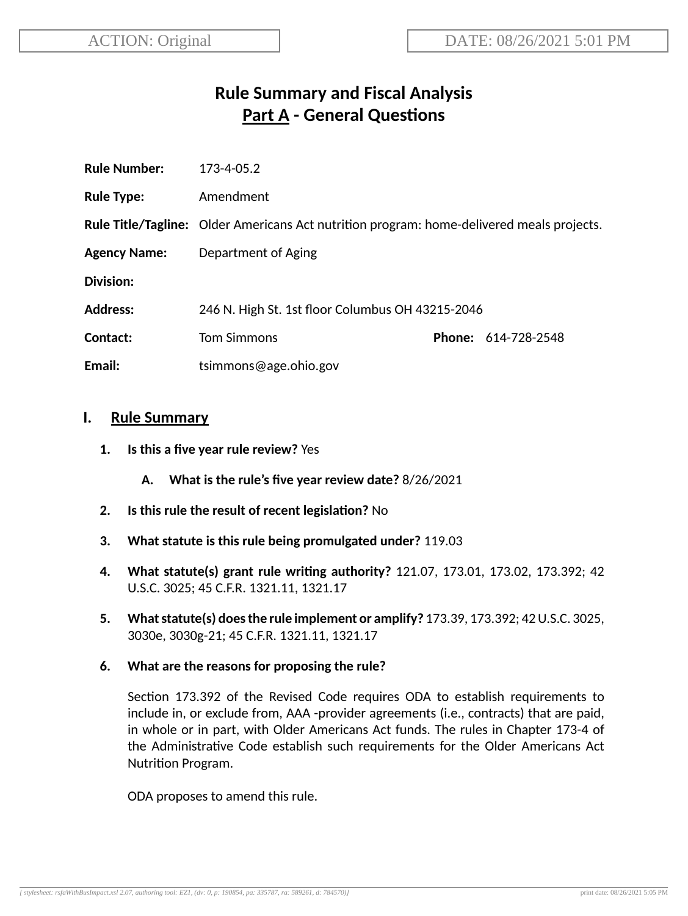ACTION: Original | DATE: 08/26/2021 5:01 PM

# Rule Summary and Fiscal Analysis
## Part A - General Questions

**Rule Number:** 173-4-05.2

**Rule Type:** Amendment

**Rule Title/Tagline:** Older Americans Act nutrition program: home-delivered meals projects.

**Agency Name:** Department of Aging

**Division:**

**Address:** 246 N. High St. 1st floor Columbus OH 43215-2046

**Contact:** Tom Simmons **Phone:** 614-728-2548

**Email:** tsimmons@age.ohio.gov

## I. Rule Summary

1. **Is this a five year rule review?** Yes

   A. **What is the rule's five year review date?** 8/26/2021

2. **Is this rule the result of recent legislation?** No

3. **What statute is this rule being promulgated under?** 119.03

4. **What statute(s) grant rule writing authority?** 121.07, 173.01, 173.02, 173.392; 42 U.S.C. 3025; 45 C.F.R. 1321.11, 1321.17

5. **What statute(s) does the rule implement or amplify?** 173.39, 173.392; 42 U.S.C. 3025, 3030e, 3030g-21; 45 C.F.R. 1321.11, 1321.17

6. **What are the reasons for proposing the rule?**

   Section 173.392 of the Revised Code requires ODA to establish requirements to include in, or exclude from, AAA -provider agreements (i.e., contracts) that are paid, in whole or in part, with Older Americans Act funds. The rules in Chapter 173-4 of the Administrative Code establish such requirements for the Older Americans Act Nutrition Program.

   ODA proposes to amend this rule.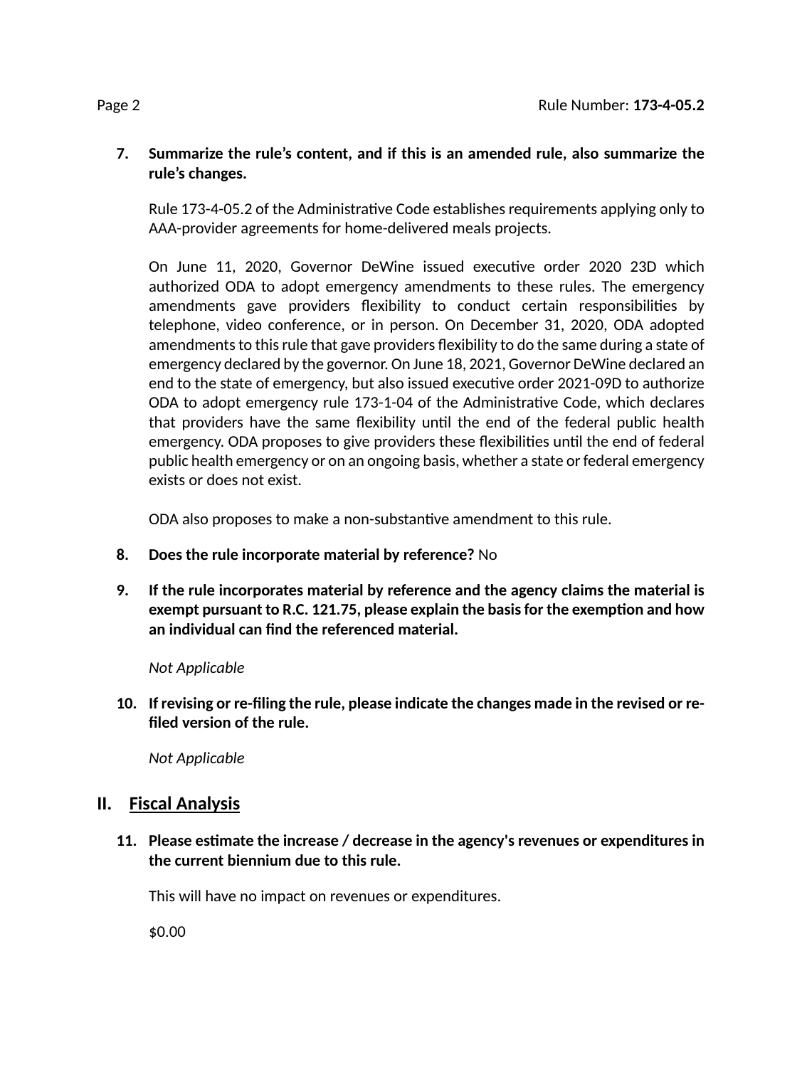7. **Summarize the rule's content, and if this is an amended rule, also summarize the rule's changes.**

   Rule 173-4-05.2 of the Administrative Code establishes requirements applying only to AAA-provider agreements for home-delivered meals projects.

   On June 11, 2020, Governor DeWine issued executive order 2020 23D which authorized ODA to adopt emergency amendments to these rules. The emergency amendments gave providers flexibility to conduct certain responsibilities by telephone, video conference, or in person. On December 31, 2020, ODA adopted amendments to this rule that gave providers flexibility to do the same during a state of emergency declared by the governor. On June 18, 2021, Governor DeWine declared an end to the state of emergency, but also issued executive order 2021-09D to authorize ODA to adopt emergency rule 173-1-04 of the Administrative Code, which declares that providers have the same flexibility until the end of the federal public health emergency. ODA proposes to give providers these flexibilities until the end of federal public health emergency or on an ongoing basis, whether a state or federal emergency exists or does not exist.

   ODA also proposes to make a non-substantive amendment to this rule.

8. **Does the rule incorporate material by reference?** No

9. **If the rule incorporates material by reference and the agency claims the material is exempt pursuant to R.C. 121.75, please explain the basis for the exemption and how an individual can find the referenced material.**

   *Not Applicable*

10. **If revising or re-filing the rule, please indicate the changes made in the revised or re-filed version of the rule.**

    *Not Applicable*

## II. Fiscal Analysis

11. **Please estimate the increase / decrease in the agency's revenues or expenditures in the current biennium due to this rule.**

    This will have no impact on revenues or expenditures.

    $0.00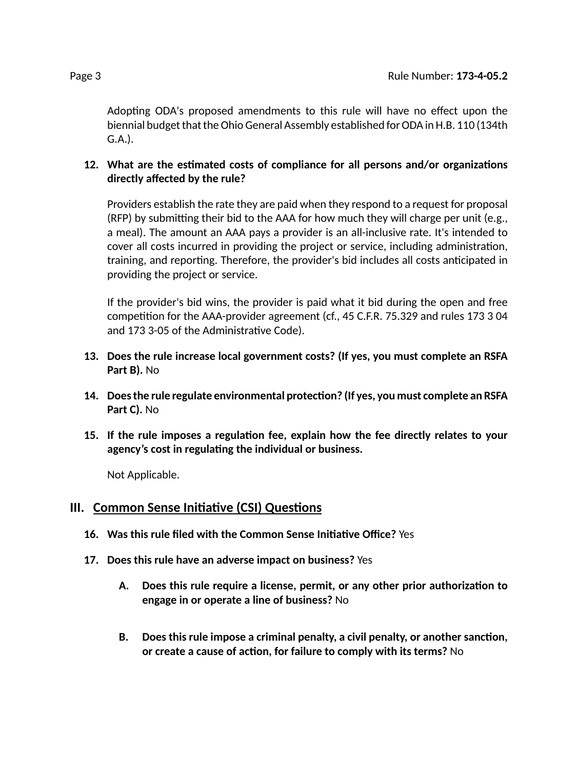Adopting ODA's proposed amendments to this rule will have no effect upon the biennial budget that the Ohio General Assembly established for ODA in H.B. 110 (134th G.A.).

12. **What are the estimated costs of compliance for all persons and/or organizations directly affected by the rule?**

    Providers establish the rate they are paid when they respond to a request for proposal (RFP) by submitting their bid to the AAA for how much they will charge per unit (e.g., a meal). The amount an AAA pays a provider is an all-inclusive rate. It's intended to cover all costs incurred in providing the project or service, including administration, training, and reporting. Therefore, the provider's bid includes all costs anticipated in providing the project or service.

    If the provider's bid wins, the provider is paid what it bid during the open and free competition for the AAA-provider agreement (cf., 45 C.F.R. 75.329 and rules 173 3 04 and 173 3-05 of the Administrative Code).

13. **Does the rule increase local government costs? (If yes, you must complete an RSFA Part B).** No

14. **Does the rule regulate environmental protection? (If yes, you must complete an RSFA Part C).** No

15. **If the rule imposes a regulation fee, explain how the fee directly relates to your agency's cost in regulating the individual or business.**

    Not Applicable.

## III. Common Sense Initiative (CSI) Questions

16. **Was this rule filed with the Common Sense Initiative Office?** Yes

17. **Does this rule have an adverse impact on business?** Yes

    A. **Does this rule require a license, permit, or any other prior authorization to engage in or operate a line of business?** No

    B. **Does this rule impose a criminal penalty, a civil penalty, or another sanction, or create a cause of action, for failure to comply with its terms?** No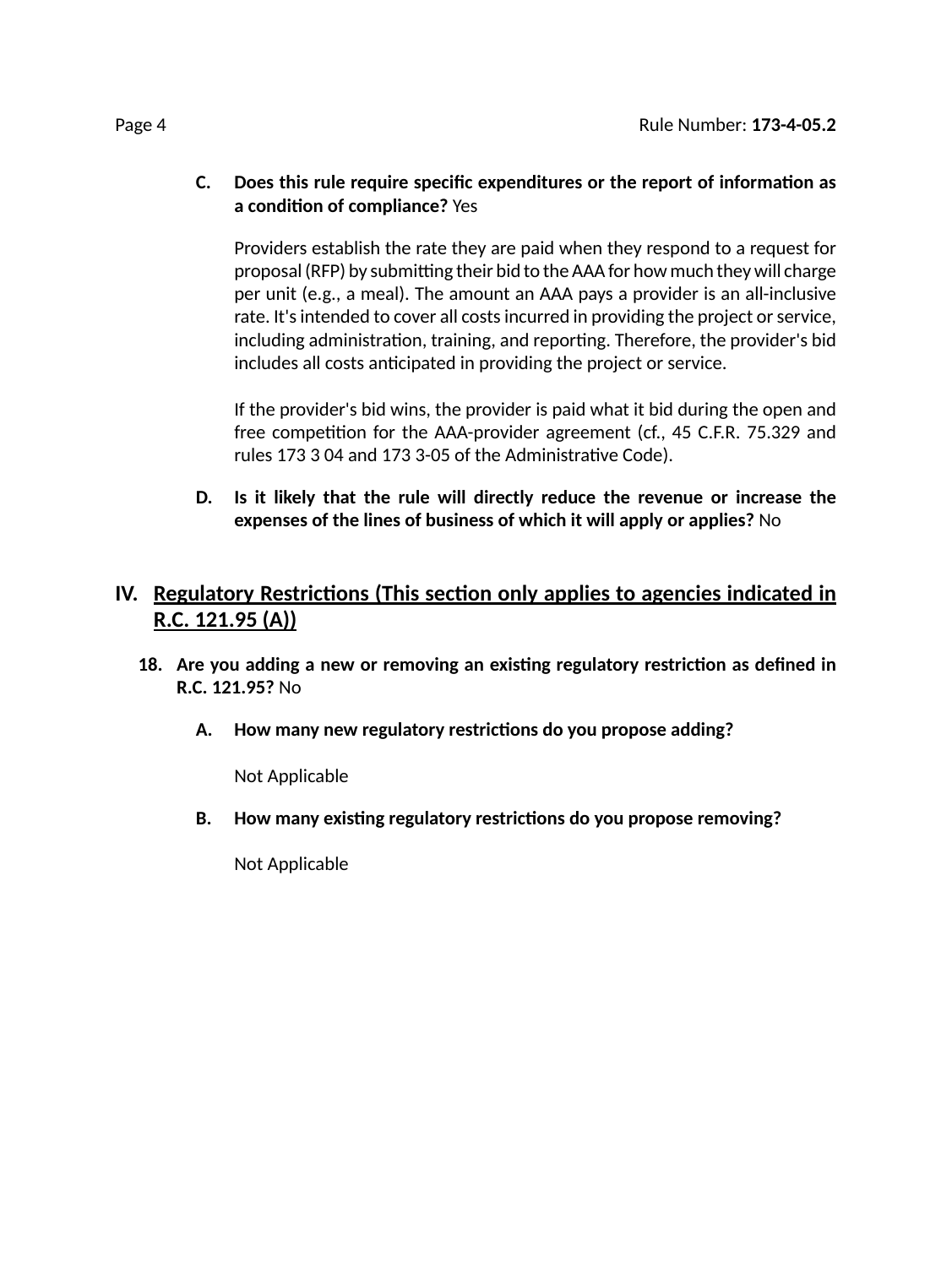**C. Does this rule require specific expenditures or the report of information as a condition of compliance?** Yes

Providers establish the rate they are paid when they respond to a request for proposal (RFP) by submitting their bid to the AAA for how much they will charge per unit (e.g., a meal). The amount an AAA pays a provider is an all-inclusive rate. It's intended to cover all costs incurred in providing the project or service, including administration, training, and reporting. Therefore, the provider's bid includes all costs anticipated in providing the project or service.

If the provider's bid wins, the provider is paid what it bid during the open and free competition for the AAA-provider agreement (cf., 45 C.F.R. 75.329 and rules 173 3 04 and 173 3-05 of the Administrative Code).

**D. Is it likely that the rule will directly reduce the revenue or increase the expenses of the lines of business of which it will apply or applies?** No

## IV. Regulatory Restrictions (This section only applies to agencies indicated in R.C. 121.95 (A))

**18. Are you adding a new or removing an existing regulatory restriction as defined in R.C. 121.95?** No

**A. How many new regulatory restrictions do you propose adding?**

Not Applicable

**B. How many existing regulatory restrictions do you propose removing?**

Not Applicable